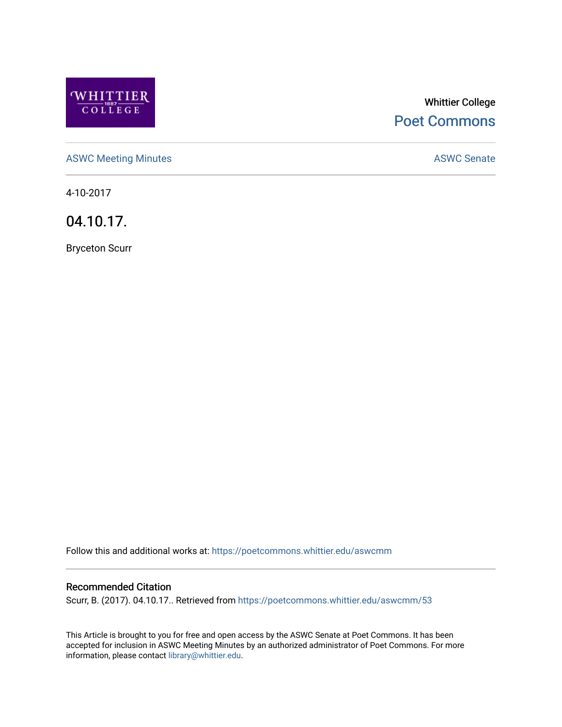Whittier College

Poet Commons

ASWC Meeting Minutes

ASWC Senate

4-10-2017

# 04.10.17.

Bryceton Scurr

Follow this and additional works at: https://poetcommons.whittier.edu/aswcmm

## Recommended Citation

Scurr, B. (2017). 04.10.17.. Retrieved from https://poetcommons.whittier.edu/aswcmm/53

This Article is brought to you for free and open access by the ASWC Senate at Poet Commons. It has been accepted for inclusion in ASWC Meeting Minutes by an authorized administrator of Poet Commons. For more information, please contact library@whittier.edu.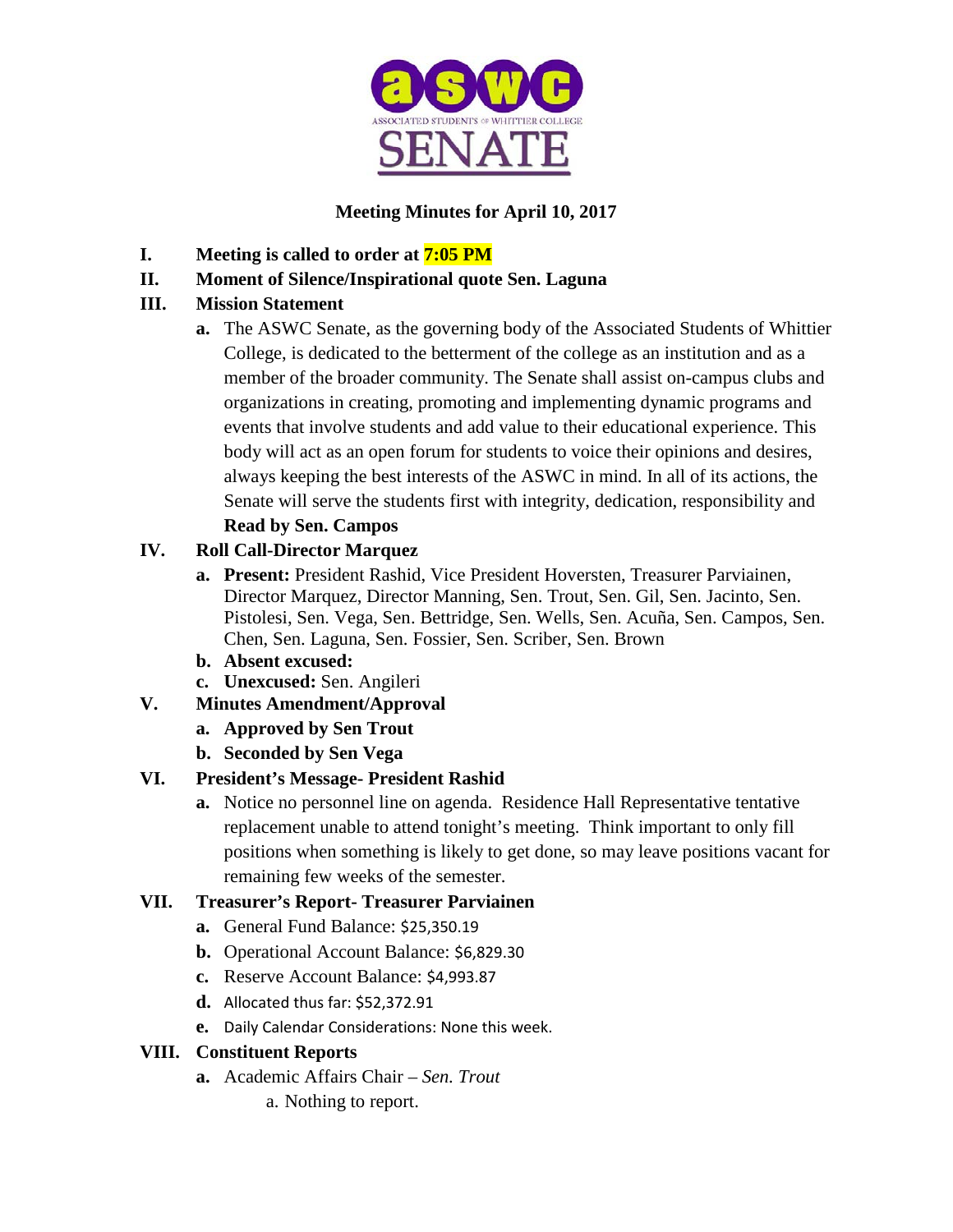**Meeting Minutes for April 10, 2017**

**I. Meeting is called to order at 7:05 PM**

**II. Moment of Silence/Inspirational quote Sen. Laguna**

**III. Mission Statement**

- **a.** The ASWC Senate, as the governing body of the Associated Students of Whittier College, is dedicated to the betterment of the college as an institution and as a member of the broader community. The Senate shall assist on-campus clubs and organizations in creating, promoting and implementing dynamic programs and events that involve students and add value to their educational experience. This body will act as an open forum for students to voice their opinions and desires, always keeping the best interests of the ASWC in mind. In all of its actions, the Senate will serve the students first with integrity, dedication, responsibility and **Read by Sen. Campos**

**IV. Roll Call-Director Marquez**

- **a. Present:** President Rashid, Vice President Hoversten, Treasurer Parviainen, Director Marquez, Director Manning, Sen. Trout, Sen. Gil, Sen. Jacinto, Sen. Pistolesi, Sen. Vega, Sen. Bettridge, Sen. Wells, Sen. Acuña, Sen. Campos, Sen. Chen, Sen. Laguna, Sen. Fossier, Sen. Scriber, Sen. Brown
- **b. Absent excused:**
- **c. Unexcused:** Sen. Angileri

**V. Minutes Amendment/Approval**

- **a. Approved by Sen Trout**
- **b. Seconded by Sen Vega**

**VI. President's Message- President Rashid**

- **a.** Notice no personnel line on agenda. Residence Hall Representative tentative replacement unable to attend tonight's meeting. Think important to only fill positions when something is likely to get done, so may leave positions vacant for remaining few weeks of the semester.

**VII. Treasurer's Report- Treasurer Parviainen**

- **a.** General Fund Balance: $25,350.19
- **b.** Operational Account Balance: $6,829.30
- **c.** Reserve Account Balance: $4,993.87
- **d.** Allocated thus far: $52,372.91
- **e.** Daily Calendar Considerations: None this week.

**VIII. Constituent Reports**

- **a.** Academic Affairs Chair – *Sen. Trout*
  - a. Nothing to report.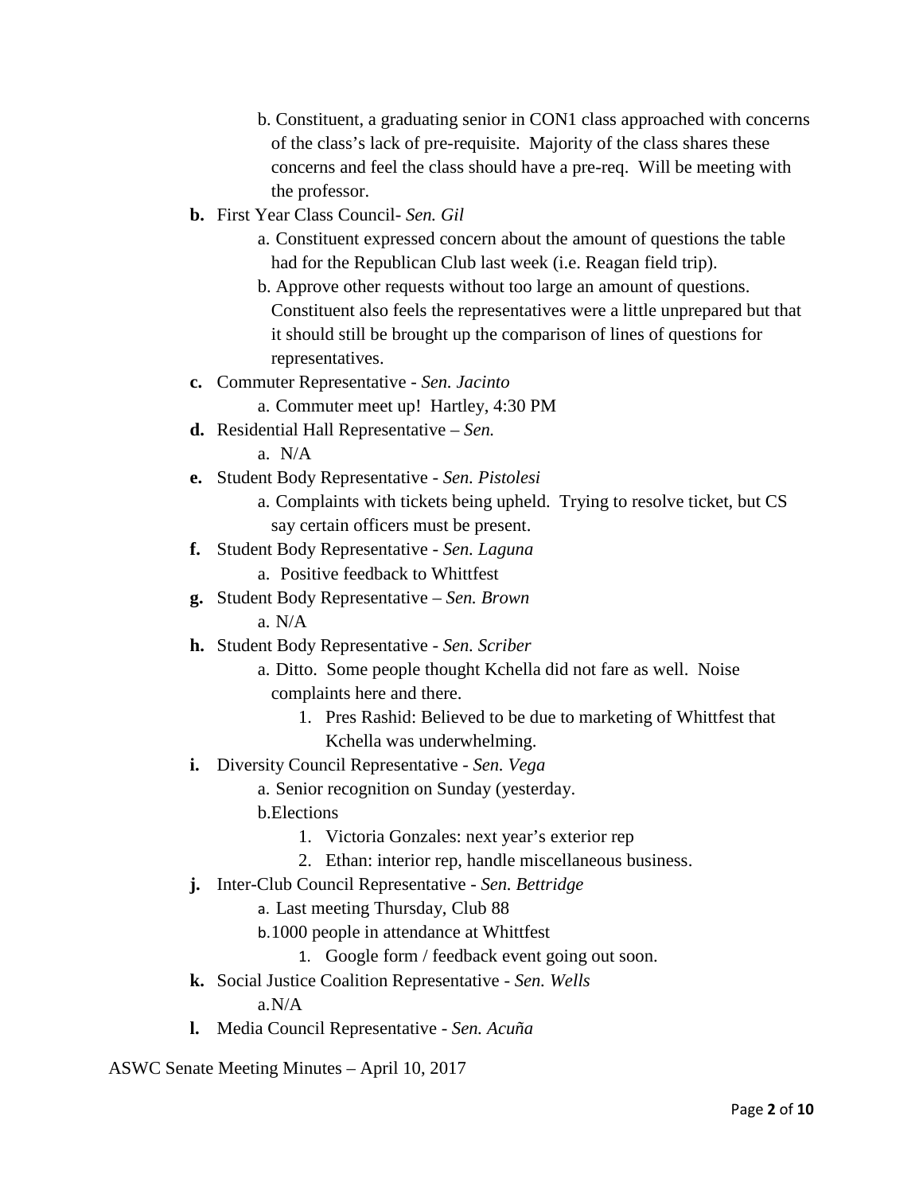b. Constituent, a graduating senior in CON1 class approached with concerns of the class's lack of pre-requisite. Majority of the class shares these concerns and feel the class should have a pre-req. Will be meeting with the professor.

**b.** First Year Class Council- *Sen. Gil*

   a. Constituent expressed concern about the amount of questions the table had for the Republican Club last week (i.e. Reagan field trip).

   b. Approve other requests without too large an amount of questions. Constituent also feels the representatives were a little unprepared but that it should still be brought up the comparison of lines of questions for representatives.

**c.** Commuter Representative - *Sen. Jacinto*

   a. Commuter meet up! Hartley, 4:30 PM

**d.** Residential Hall Representative – *Sen.*

   a. N/A

**e.** Student Body Representative - *Sen. Pistolesi*

   a. Complaints with tickets being upheld. Trying to resolve ticket, but CS say certain officers must be present.

**f.** Student Body Representative - *Sen. Laguna*

   a. Positive feedback to Whittfest

**g.** Student Body Representative – *Sen. Brown*

   a. N/A

**h.** Student Body Representative - *Sen. Scriber*

   a. Ditto. Some people thought Kchella did not fare as well. Noise complaints here and there.

      1. Pres Rashid: Believed to be due to marketing of Whittfest that Kchella was underwhelming.

**i.** Diversity Council Representative - *Sen. Vega*

   a. Senior recognition on Sunday (yesterday.

   b. Elections

      1. Victoria Gonzales: next year's exterior rep
      2. Ethan: interior rep, handle miscellaneous business.

**j.** Inter-Club Council Representative - *Sen. Bettridge*

   a. Last meeting Thursday, Club 88

   b. 1000 people in attendance at Whittfest

      1. Google form / feedback event going out soon.

**k.** Social Justice Coalition Representative - *Sen. Wells*

   a. N/A

**l.** Media Council Representative - *Sen. Acuña*

ASWC Senate Meeting Minutes – April 10, 2017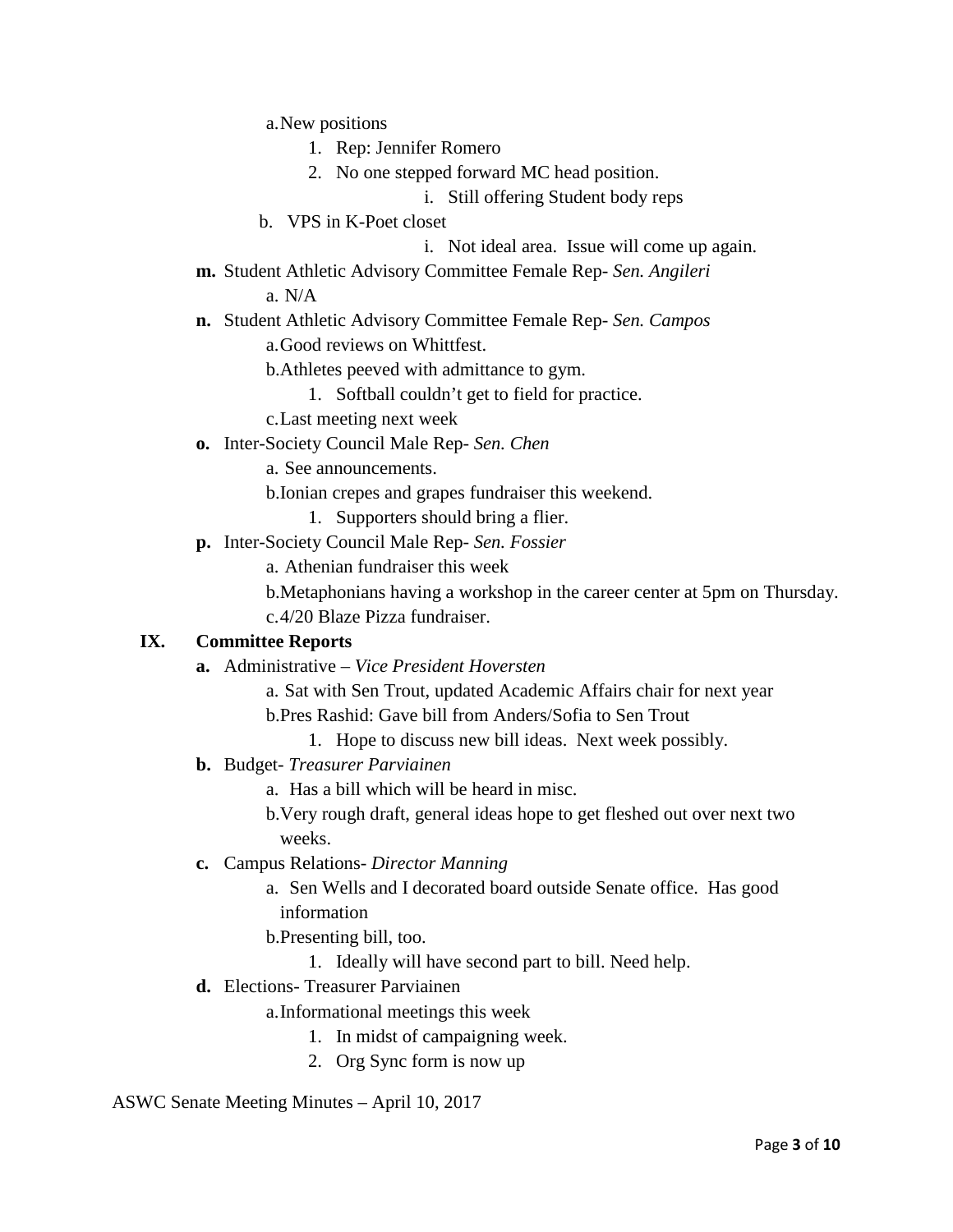a. New positions
   1. Rep: Jennifer Romero
   2. No one stepped forward MC head position.
      i. Still offering Student body reps

b. VPS in K-Poet closet
   i. Not ideal area. Issue will come up again.

**m.** Student Athletic Advisory Committee Female Rep- *Sen. Angileri*

a. N/A

**n.** Student Athletic Advisory Committee Female Rep- *Sen. Campos*

a. Good reviews on Whittfest.

b. Athletes peeved with admittance to gym.
   1. Softball couldn't get to field for practice.

c. Last meeting next week

**o.** Inter-Society Council Male Rep- *Sen. Chen*

a. See announcements.

b. Ionian crepes and grapes fundraiser this weekend.
   1. Supporters should bring a flier.

**p.** Inter-Society Council Male Rep- *Sen. Fossier*

a. Athenian fundraiser this week

b. Metaphonians having a workshop in the career center at 5pm on Thursday.

c. 4/20 Blaze Pizza fundraiser.

## IX. Committee Reports

**a.** Administrative – *Vice President Hoversten*

a. Sat with Sen Trout, updated Academic Affairs chair for next year

b. Pres Rashid: Gave bill from Anders/Sofia to Sen Trout
   1. Hope to discuss new bill ideas. Next week possibly.

**b.** Budget- *Treasurer Parviainen*

a. Has a bill which will be heard in misc.

b. Very rough draft, general ideas hope to get fleshed out over next two weeks.

**c.** Campus Relations- *Director Manning*

a. Sen Wells and I decorated board outside Senate office. Has good information

b. Presenting bill, too.
   1. Ideally will have second part to bill. Need help.

**d.** Elections- Treasurer Parviainen

a. Informational meetings this week
   1. In midst of campaigning week.
   2. Org Sync form is now up

ASWC Senate Meeting Minutes – April 10, 2017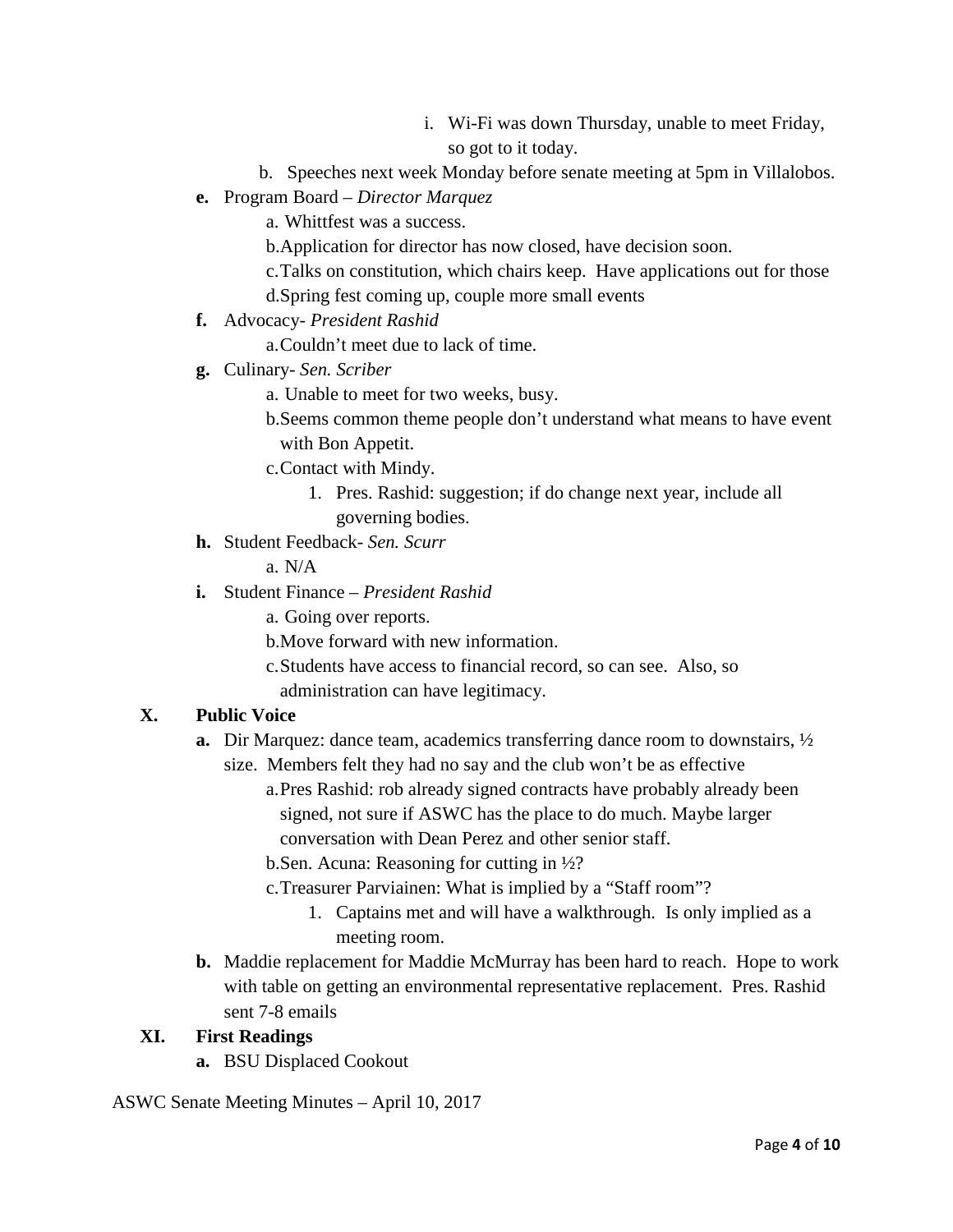i. Wi-Fi was down Thursday, unable to meet Friday, so got to it today.

b. Speeches next week Monday before senate meeting at 5pm in Villalobos.

**e.** Program Board – *Director Marquez*

a. Whittfest was a success.

b. Application for director has now closed, have decision soon.

c. Talks on constitution, which chairs keep. Have applications out for those

d. Spring fest coming up, couple more small events

**f.** Advocacy- *President Rashid*

a. Couldn't meet due to lack of time.

**g.** Culinary- *Sen. Scriber*

a. Unable to meet for two weeks, busy.

b. Seems common theme people don't understand what means to have event with Bon Appetit.

c. Contact with Mindy.

1. Pres. Rashid: suggestion; if do change next year, include all governing bodies.

**h.** Student Feedback- *Sen. Scurr*

a. N/A

**i.** Student Finance – *President Rashid*

a. Going over reports.

b. Move forward with new information.

c. Students have access to financial record, so can see. Also, so administration can have legitimacy.

## X. Public Voice

**a.** Dir Marquez: dance team, academics transferring dance room to downstairs, ½ size. Members felt they had no say and the club won't be as effective

a. Pres Rashid: rob already signed contracts have probably already been signed, not sure if ASWC has the place to do much. Maybe larger conversation with Dean Perez and other senior staff.

b. Sen. Acuna: Reasoning for cutting in ½?

c. Treasurer Parviainen: What is implied by a "Staff room"?

1. Captains met and will have a walkthrough. Is only implied as a meeting room.

**b.** Maddie replacement for Maddie McMurray has been hard to reach. Hope to work with table on getting an environmental representative replacement. Pres. Rashid sent 7-8 emails

## XI. First Readings

**a.** BSU Displaced Cookout

ASWC Senate Meeting Minutes – April 10, 2017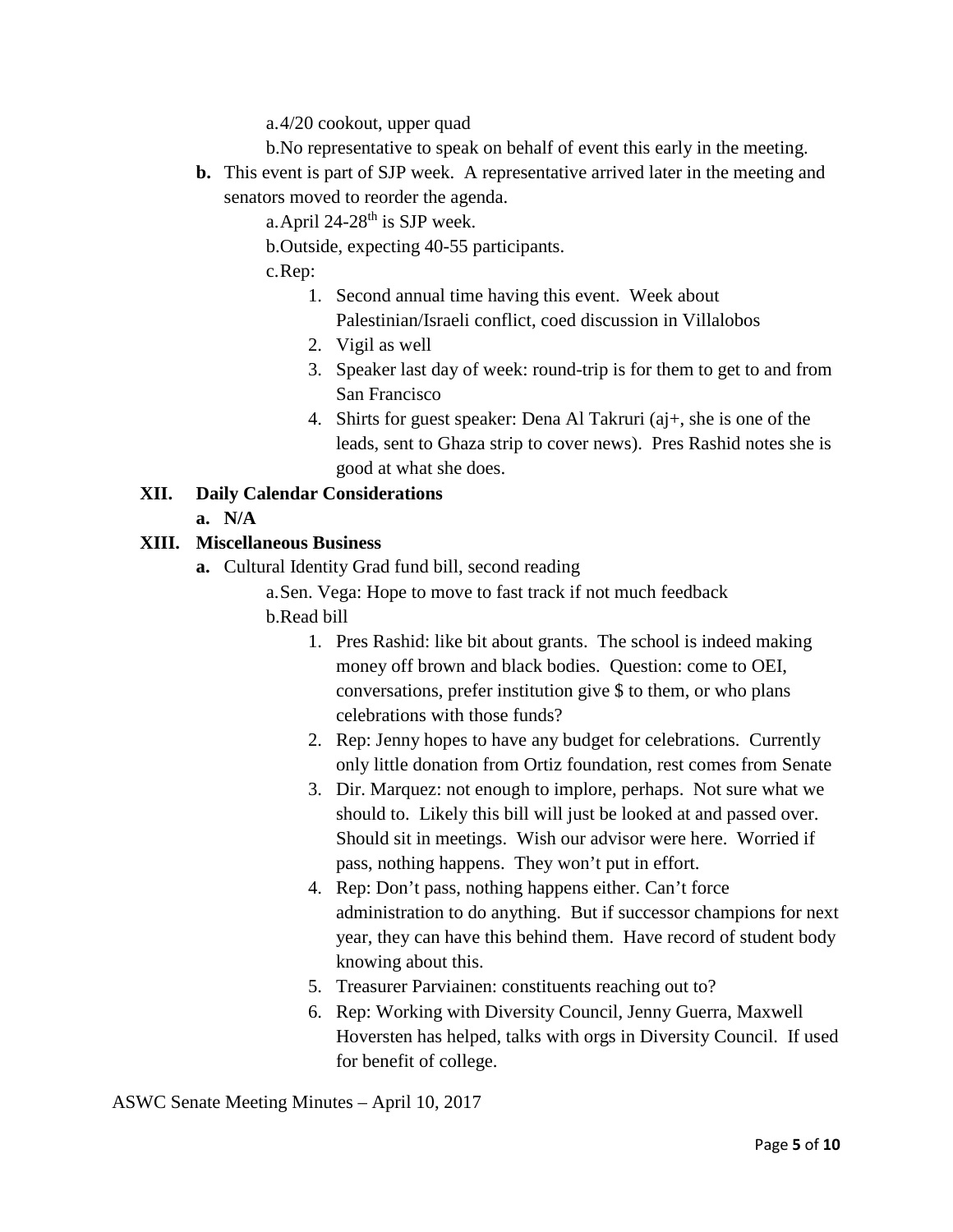a. 4/20 cookout, upper quad

b. No representative to speak on behalf of event this early in the meeting.

**b.** This event is part of SJP week. A representative arrived later in the meeting and senators moved to reorder the agenda.

a. April 24-28th is SJP week.

b. Outside, expecting 40-55 participants.

c. Rep:

1. Second annual time having this event. Week about Palestinian/Israeli conflict, coed discussion in Villalobos
2. Vigil as well
3. Speaker last day of week: round-trip is for them to get to and from San Francisco
4. Shirts for guest speaker: Dena Al Takruri (aj+, she is one of the leads, sent to Ghaza strip to cover news). Pres Rashid notes she is good at what she does.

## XII. Daily Calendar Considerations

**a. N/A**

## XIII. Miscellaneous Business

**a.** Cultural Identity Grad fund bill, second reading

a. Sen. Vega: Hope to move to fast track if not much feedback

b. Read bill

1. Pres Rashid: like bit about grants. The school is indeed making money off brown and black bodies. Question: come to OEI, conversations, prefer institution give $ to them, or who plans celebrations with those funds?
2. Rep: Jenny hopes to have any budget for celebrations. Currently only little donation from Ortiz foundation, rest comes from Senate
3. Dir. Marquez: not enough to implore, perhaps. Not sure what we should to. Likely this bill will just be looked at and passed over. Should sit in meetings. Wish our advisor were here. Worried if pass, nothing happens. They won't put in effort.
4. Rep: Don't pass, nothing happens either. Can't force administration to do anything. But if successor champions for next year, they can have this behind them. Have record of student body knowing about this.
5. Treasurer Parviainen: constituents reaching out to?
6. Rep: Working with Diversity Council, Jenny Guerra, Maxwell Hoversten has helped, talks with orgs in Diversity Council. If used for benefit of college.

ASWC Senate Meeting Minutes – April 10, 2017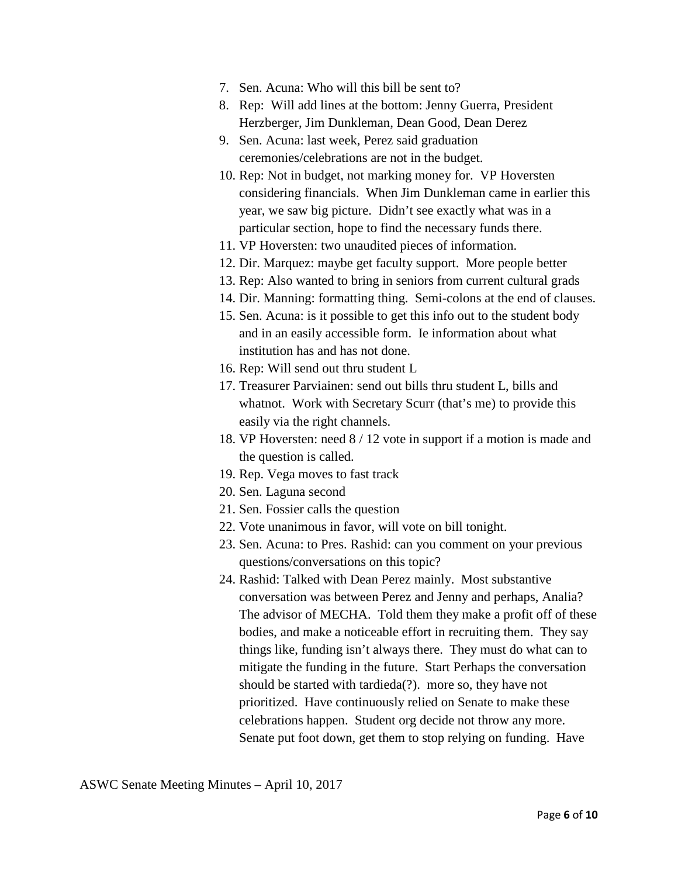7. Sen. Acuna: Who will this bill be sent to?
8. Rep: Will add lines at the bottom: Jenny Guerra, President Herzberger, Jim Dunkleman, Dean Good, Dean Derez
9. Sen. Acuna: last week, Perez said graduation ceremonies/celebrations are not in the budget.
10. Rep: Not in budget, not marking money for. VP Hoversten considering financials. When Jim Dunkleman came in earlier this year, we saw big picture. Didn't see exactly what was in a particular section, hope to find the necessary funds there.
11. VP Hoversten: two unaudited pieces of information.
12. Dir. Marquez: maybe get faculty support. More people better
13. Rep: Also wanted to bring in seniors from current cultural grads
14. Dir. Manning: formatting thing. Semi-colons at the end of clauses.
15. Sen. Acuna: is it possible to get this info out to the student body and in an easily accessible form. Ie information about what institution has and has not done.
16. Rep: Will send out thru student L
17. Treasurer Parviainen: send out bills thru student L, bills and whatnot. Work with Secretary Scurr (that's me) to provide this easily via the right channels.
18. VP Hoversten: need 8 / 12 vote in support if a motion is made and the question is called.
19. Rep. Vega moves to fast track
20. Sen. Laguna second
21. Sen. Fossier calls the question
22. Vote unanimous in favor, will vote on bill tonight.
23. Sen. Acuna: to Pres. Rashid: can you comment on your previous questions/conversations on this topic?
24. Rashid: Talked with Dean Perez mainly. Most substantive conversation was between Perez and Jenny and perhaps, Analia? The advisor of MECHA. Told them they make a profit off of these bodies, and make a noticeable effort in recruiting them. They say things like, funding isn't always there. They must do what can to mitigate the funding in the future. Start Perhaps the conversation should be started with tardieda(?). more so, they have not prioritized. Have continuously relied on Senate to make these celebrations happen. Student org decide not throw any more. Senate put foot down, get them to stop relying on funding. Have

ASWC Senate Meeting Minutes – April 10, 2017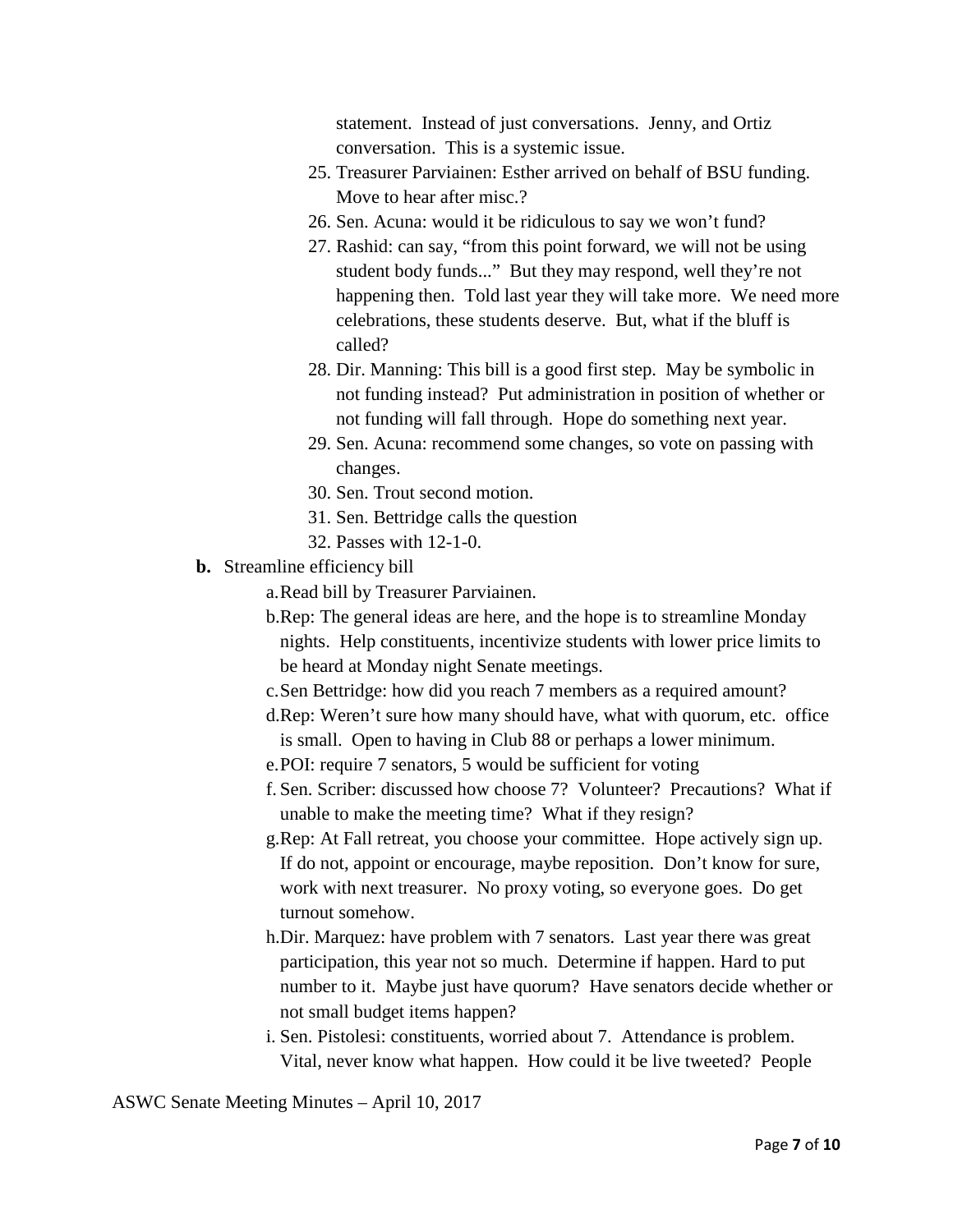statement. Instead of just conversations. Jenny, and Ortiz conversation. This is a systemic issue.

25. Treasurer Parviainen: Esther arrived on behalf of BSU funding. Move to hear after misc.?
26. Sen. Acuna: would it be ridiculous to say we won't fund?
27. Rashid: can say, "from this point forward, we will not be using student body funds..." But they may respond, well they're not happening then. Told last year they will take more. We need more celebrations, these students deserve. But, what if the bluff is called?
28. Dir. Manning: This bill is a good first step. May be symbolic in not funding instead? Put administration in position of whether or not funding will fall through. Hope do something next year.
29. Sen. Acuna: recommend some changes, so vote on passing with changes.
30. Sen. Trout second motion.
31. Sen. Bettridge calls the question
32. Passes with 12-1-0.

**b.** Streamline efficiency bill

a. Read bill by Treasurer Parviainen.
b. Rep: The general ideas are here, and the hope is to streamline Monday nights. Help constituents, incentivize students with lower price limits to be heard at Monday night Senate meetings.
c. Sen Bettridge: how did you reach 7 members as a required amount?
d. Rep: Weren't sure how many should have, what with quorum, etc. office is small. Open to having in Club 88 or perhaps a lower minimum.
e. POI: require 7 senators, 5 would be sufficient for voting
f. Sen. Scriber: discussed how choose 7? Volunteer? Precautions? What if unable to make the meeting time? What if they resign?
g. Rep: At Fall retreat, you choose your committee. Hope actively sign up. If do not, appoint or encourage, maybe reposition. Don't know for sure, work with next treasurer. No proxy voting, so everyone goes. Do get turnout somehow.
h. Dir. Marquez: have problem with 7 senators. Last year there was great participation, this year not so much. Determine if happen. Hard to put number to it. Maybe just have quorum? Have senators decide whether or not small budget items happen?
i. Sen. Pistolesi: constituents, worried about 7. Attendance is problem. Vital, never know what happen. How could it be live tweeted? People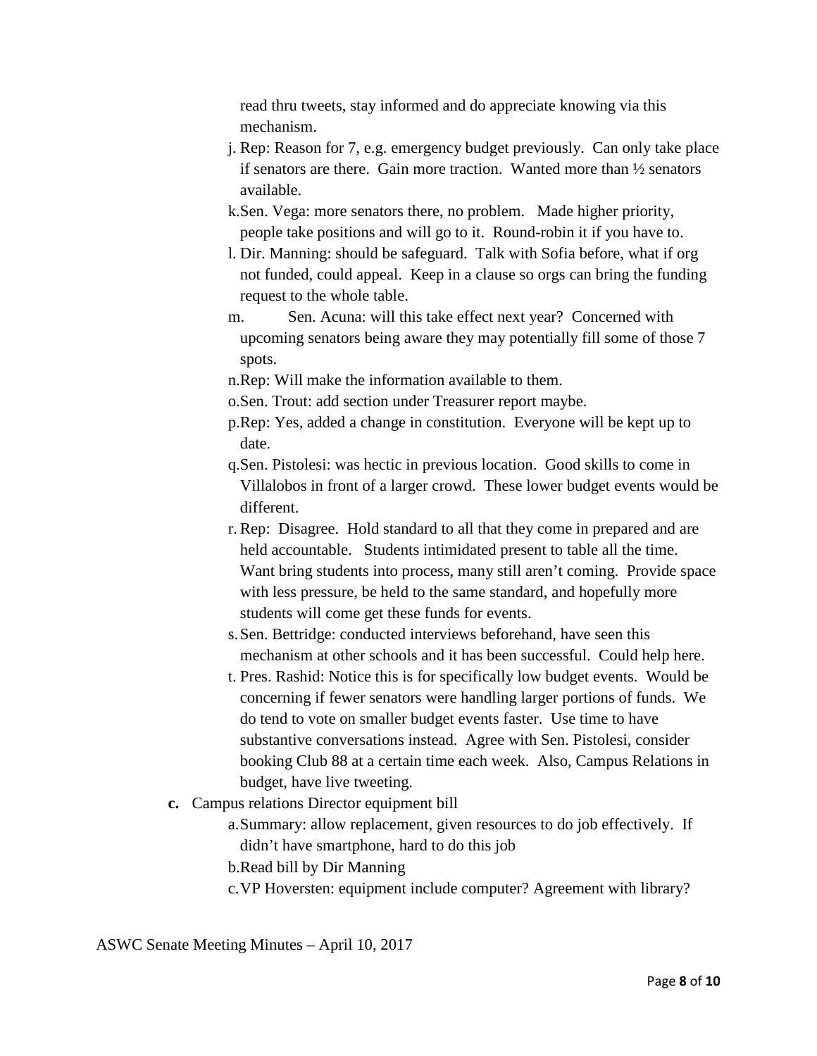read thru tweets, stay informed and do appreciate knowing via this mechanism.

j. Rep: Reason for 7, e.g. emergency budget previously. Can only take place if senators are there. Gain more traction. Wanted more than ½ senators available.
k. Sen. Vega: more senators there, no problem. Made higher priority, people take positions and will go to it. Round-robin it if you have to.
l. Dir. Manning: should be safeguard. Talk with Sofia before, what if org not funded, could appeal. Keep in a clause so orgs can bring the funding request to the whole table.
m. Sen. Acuna: will this take effect next year? Concerned with upcoming senators being aware they may potentially fill some of those 7 spots.
n. Rep: Will make the information available to them.
o. Sen. Trout: add section under Treasurer report maybe.
p. Rep: Yes, added a change in constitution. Everyone will be kept up to date.
q. Sen. Pistolesi: was hectic in previous location. Good skills to come in Villalobos in front of a larger crowd. These lower budget events would be different.
r. Rep: Disagree. Hold standard to all that they come in prepared and are held accountable. Students intimidated present to table all the time. Want bring students into process, many still aren't coming. Provide space with less pressure, be held to the same standard, and hopefully more students will come get these funds for events.
s. Sen. Bettridge: conducted interviews beforehand, have seen this mechanism at other schools and it has been successful. Could help here.
t. Pres. Rashid: Notice this is for specifically low budget events. Would be concerning if fewer senators were handling larger portions of funds. We do tend to vote on smaller budget events faster. Use time to have substantive conversations instead. Agree with Sen. Pistolesi, consider booking Club 88 at a certain time each week. Also, Campus Relations in budget, have live tweeting.

**c.** Campus relations Director equipment bill

a. Summary: allow replacement, given resources to do job effectively. If didn't have smartphone, hard to do this job
b. Read bill by Dir Manning
c. VP Hoversten: equipment include computer? Agreement with library?

ASWC Senate Meeting Minutes – April 10, 2017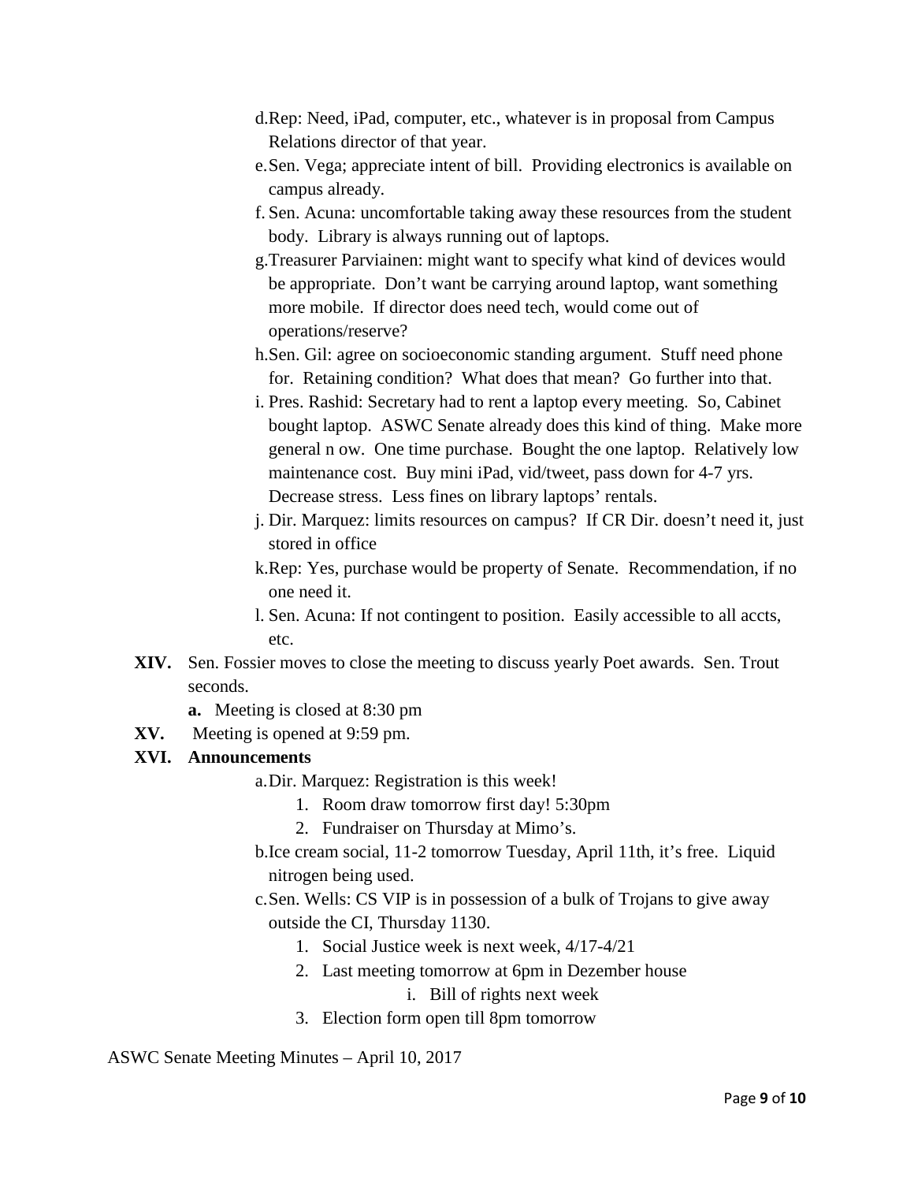d. Rep: Need, iPad, computer, etc., whatever is in proposal from Campus Relations director of that year.

e. Sen. Vega; appreciate intent of bill. Providing electronics is available on campus already.

f. Sen. Acuna: uncomfortable taking away these resources from the student body. Library is always running out of laptops.

g. Treasurer Parviainen: might want to specify what kind of devices would be appropriate. Don't want be carrying around laptop, want something more mobile. If director does need tech, would come out of operations/reserve?

h. Sen. Gil: agree on socioeconomic standing argument. Stuff need phone for. Retaining condition? What does that mean? Go further into that.

i. Pres. Rashid: Secretary had to rent a laptop every meeting. So, Cabinet bought laptop. ASWC Senate already does this kind of thing. Make more general n ow. One time purchase. Bought the one laptop. Relatively low maintenance cost. Buy mini iPad, vid/tweet, pass down for 4-7 yrs. Decrease stress. Less fines on library laptops' rentals.

j. Dir. Marquez: limits resources on campus? If CR Dir. doesn't need it, just stored in office

k. Rep: Yes, purchase would be property of Senate. Recommendation, if no one need it.

l. Sen. Acuna: If not contingent to position. Easily accessible to all accts, etc.

**XIV.** Sen. Fossier moves to close the meeting to discuss yearly Poet awards. Sen. Trout seconds.

- **a.** Meeting is closed at 8:30 pm

**XV.** Meeting is opened at 9:59 pm.

**XVI. Announcements**

a. Dir. Marquez: Registration is this week!
   1. Room draw tomorrow first day! 5:30pm
   2. Fundraiser on Thursday at Mimo's.

b. Ice cream social, 11-2 tomorrow Tuesday, April 11th, it's free. Liquid nitrogen being used.

c. Sen. Wells: CS VIP is in possession of a bulk of Trojans to give away outside the CI, Thursday 1130.
   1. Social Justice week is next week, 4/17-4/21
   2. Last meeting tomorrow at 6pm in Dezember house
      i. Bill of rights next week
   3. Election form open till 8pm tomorrow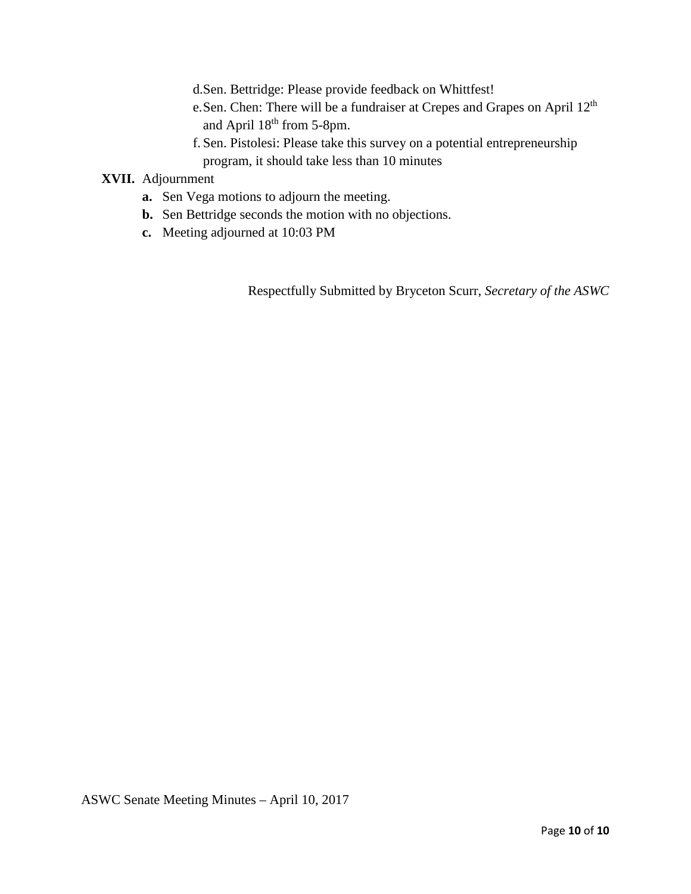d. Sen. Bettridge: Please provide feedback on Whittfest!

e. Sen. Chen: There will be a fundraiser at Crepes and Grapes on April 12th and April 18th from 5-8pm.

f. Sen. Pistolesi: Please take this survey on a potential entrepreneurship program, it should take less than 10 minutes

**XVII.** Adjournment

- **a.** Sen Vega motions to adjourn the meeting.
- **b.** Sen Bettridge seconds the motion with no objections.
- **c.** Meeting adjourned at 10:03 PM

Respectfully Submitted by Bryceton Scurr, *Secretary of the ASWC*